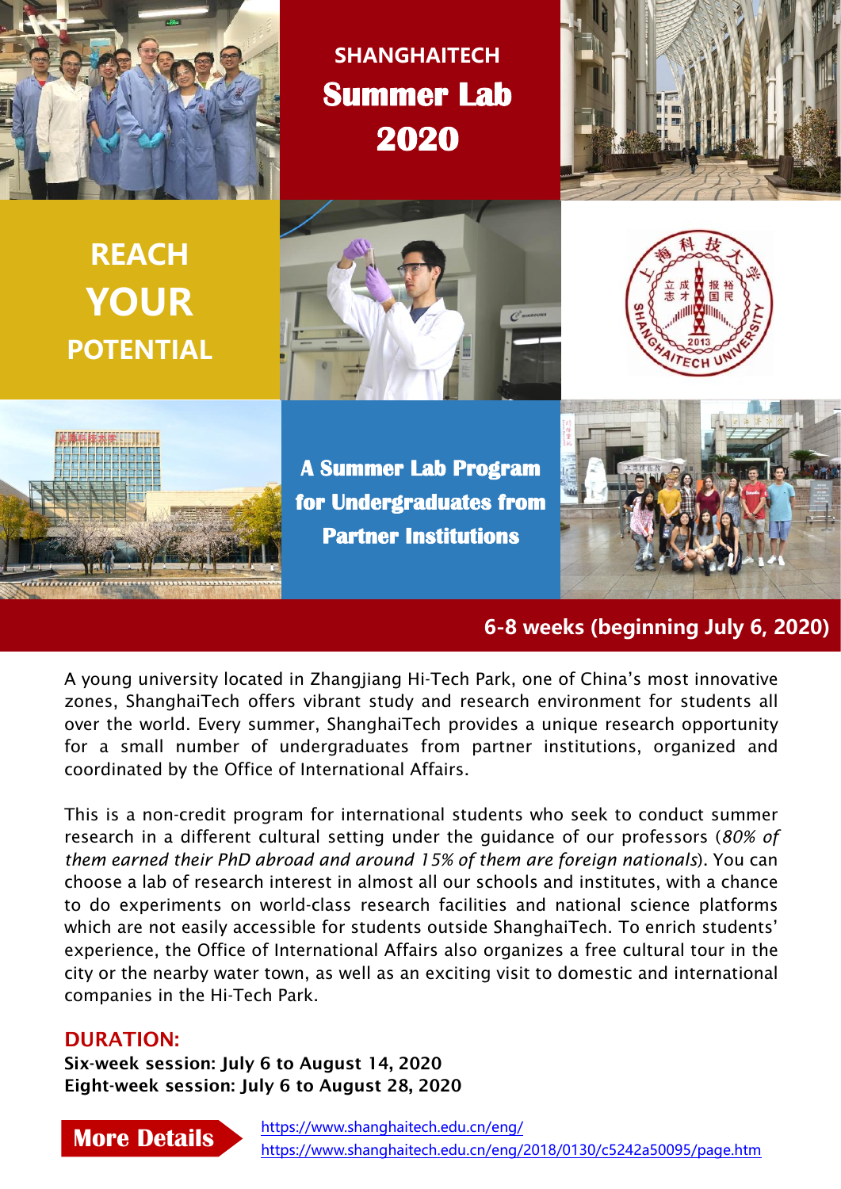# SHANGHAITECH
# Summer Lab 2020

## REACH YOUR POTENTIAL

## A Summer Lab Program for Undergraduates from Partner Institutions

**6-8 weeks (beginning July 6, 2020)**

A young university located in Zhangjiang Hi-Tech Park, one of China's most innovative zones, ShanghaiTech offers vibrant study and research environment for students all over the world. Every summer, ShanghaiTech provides a unique research opportunity for a small number of undergraduates from partner institutions, organized and coordinated by the Office of International Affairs.

This is a non-credit program for international students who seek to conduct summer research in a different cultural setting under the guidance of our professors (*80% of them earned their PhD abroad and around 15% of them are foreign nationals*). You can choose a lab of research interest in almost all our schools and institutes, with a chance to do experiments on world-class research facilities and national science platforms which are not easily accessible for students outside ShanghaiTech. To enrich students' experience, the Office of International Affairs also organizes a free cultural tour in the city or the nearby water town, as well as an exciting visit to domestic and international companies in the Hi-Tech Park.

## DURATION:

**Six-week session: July 6 to August 14, 2020**
**Eight-week session: July 6 to August 28, 2020**

**More Details**

https://www.shanghaitech.edu.cn/eng/
https://www.shanghaitech.edu.cn/eng/2018/0130/c5242a50095/page.htm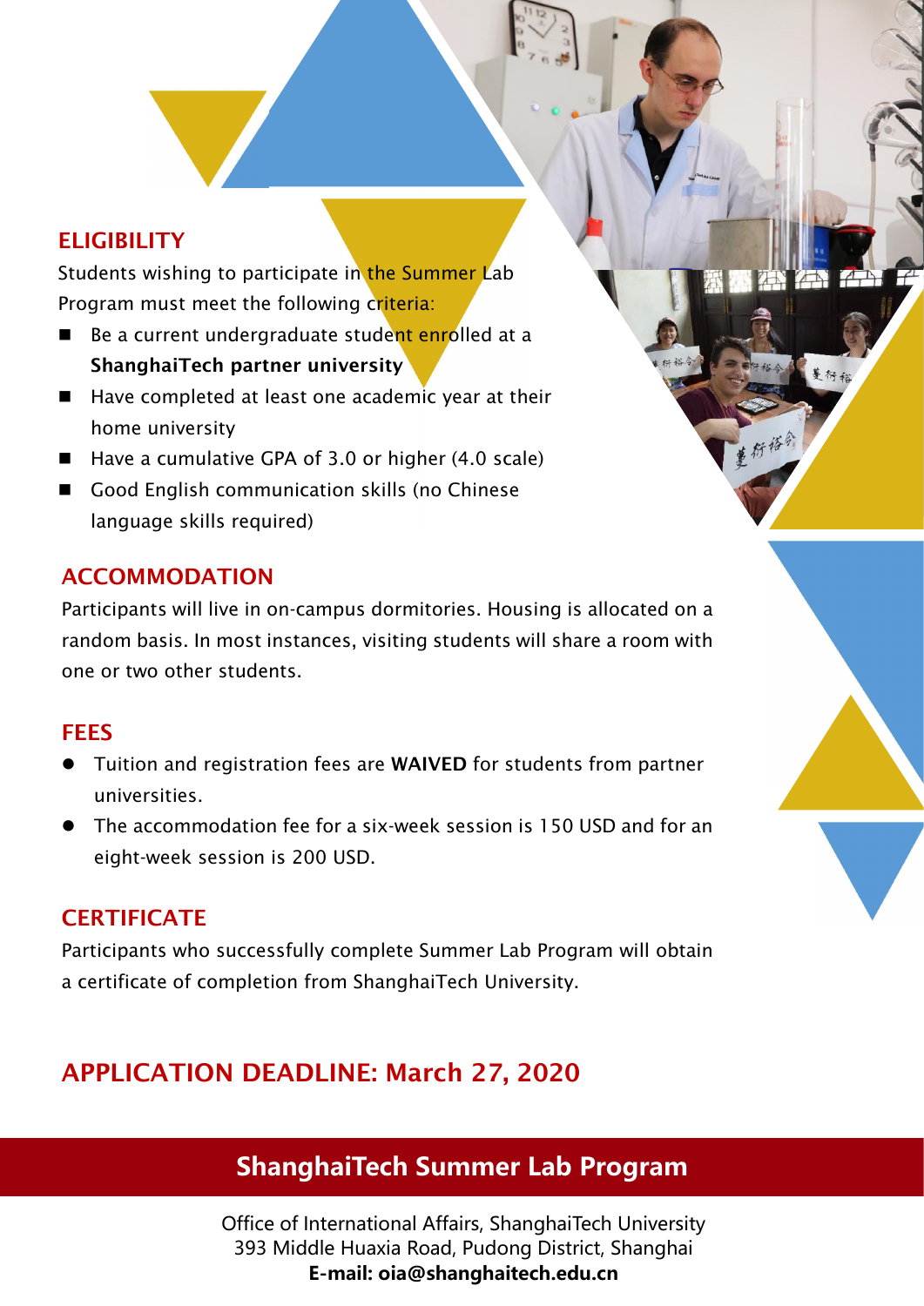## ELIGIBILITY

Students wishing to participate in the Summer Lab Program must meet the following criteria:

- Be a current undergraduate student enrolled at a **ShanghaiTech partner university**
- Have completed at least one academic year at their home university
- Have a cumulative GPA of 3.0 or higher (4.0 scale)
- Good English communication skills (no Chinese language skills required)

## ACCOMMODATION

Participants will live in on-campus dormitories. Housing is allocated on a random basis. In most instances, visiting students will share a room with one or two other students.

## FEES

- Tuition and registration fees are **WAIVED** for students from partner universities.
- The accommodation fee for a six-week session is 150 USD and for an eight-week session is 200 USD.

## CERTIFICATE

Participants who successfully complete Summer Lab Program will obtain a certificate of completion from ShanghaiTech University.

## APPLICATION DEADLINE: March 27, 2020

## ShanghaiTech Summer Lab Program

Office of International Affairs, ShanghaiTech University
393 Middle Huaxia Road, Pudong District, Shanghai
**E-mail: oia@shanghaitech.edu.cn**